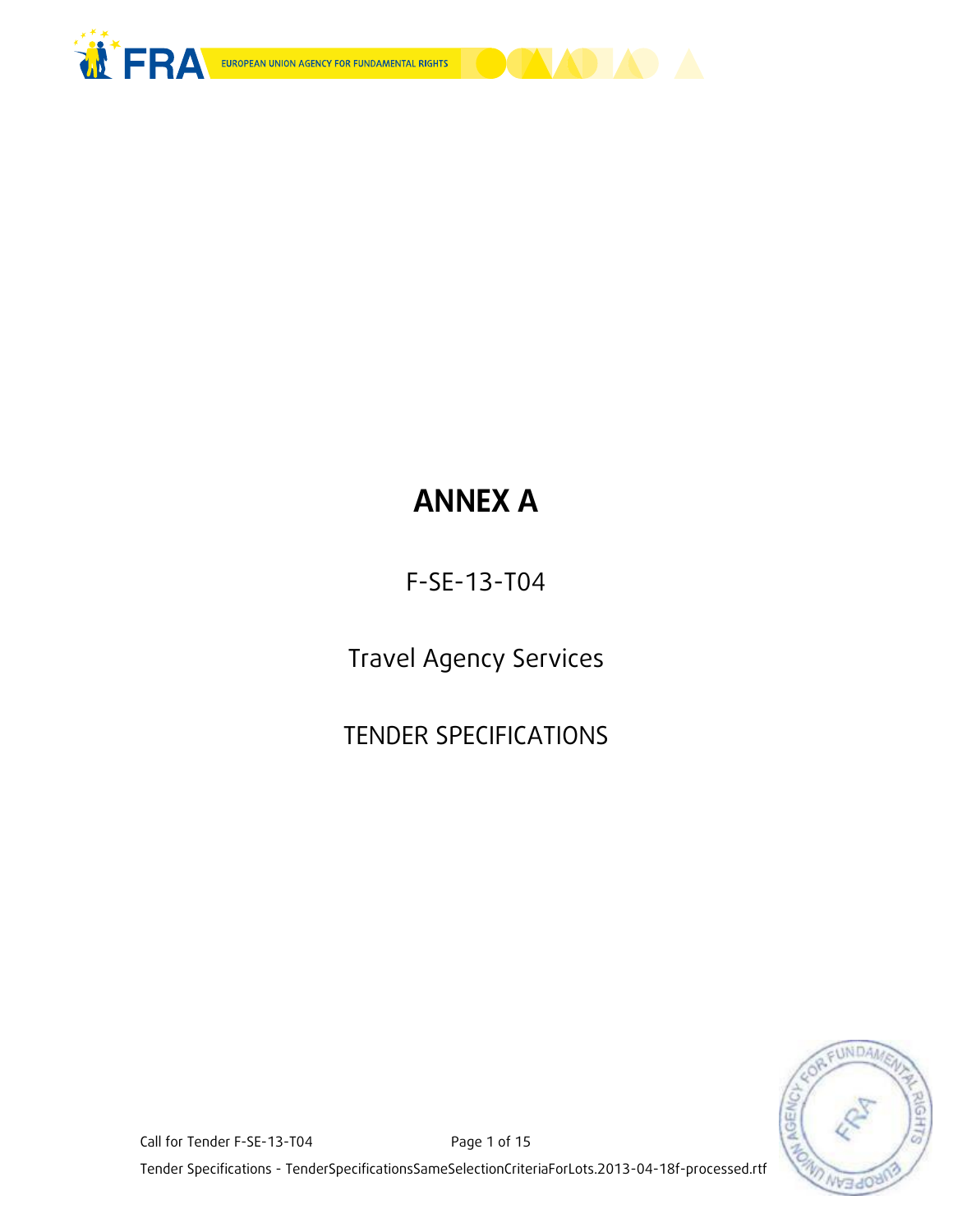# ANNEX A

F-SE-13-T04

Travel Agency Services

TENDER SPECIFICATIONS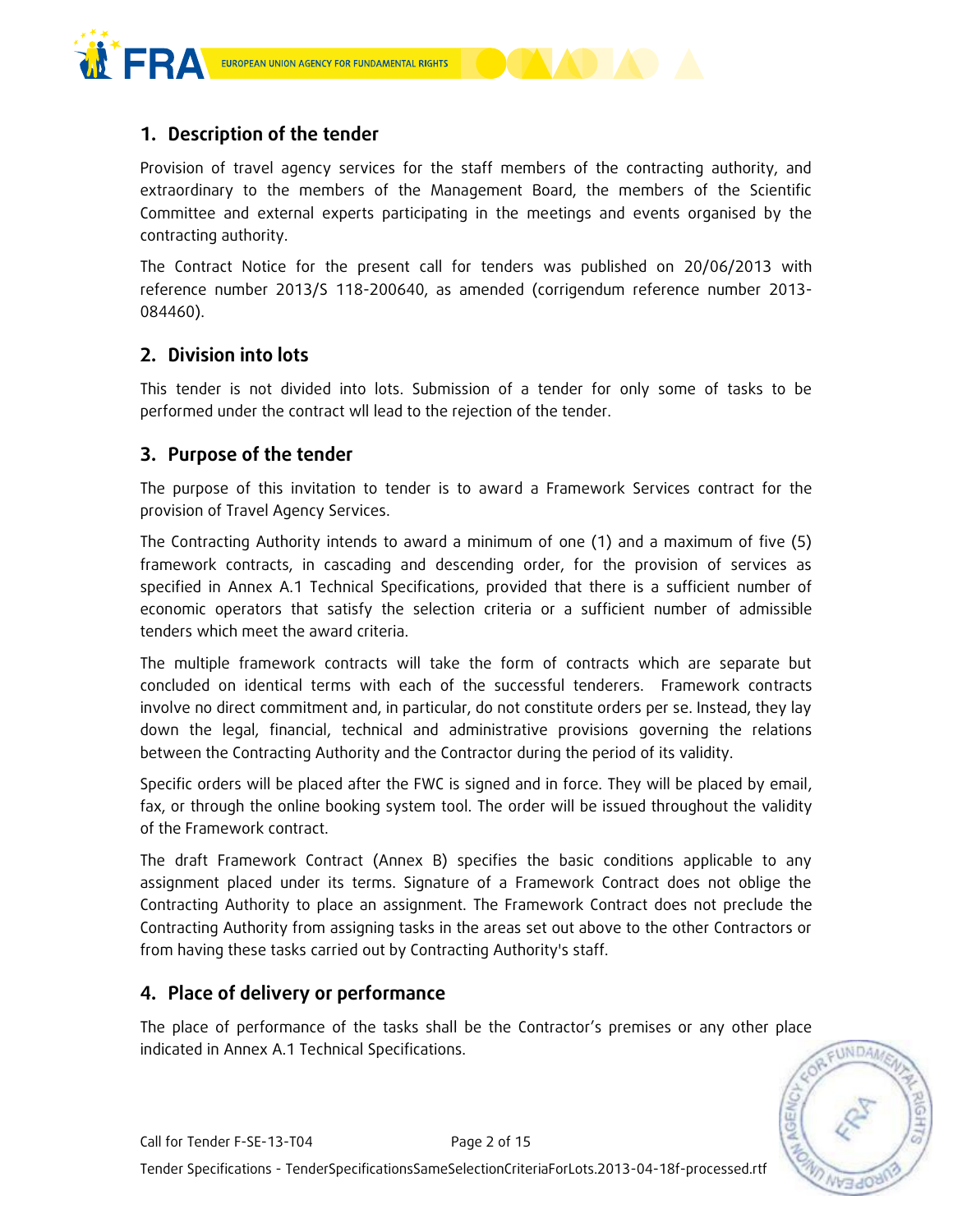## 1. Description of the tender

Provision of travel agency services for the staff members of the contracting authority, and extraordinary to the members of the Management Board, the members of the Scientific Committee and external experts participating in the meetings and events organised by the contracting authority.

The Contract Notice for the present call for tenders was published on 20/06/2013 with reference number 2013/S 118-200640, as amended (corrigendum reference number 2013-084460).

## 2. Division into lots

This tender is not divided into lots. Submission of a tender for only some of tasks to be performed under the contract wll lead to the rejection of the tender.

## 3. Purpose of the tender

The purpose of this invitation to tender is to award a Framework Services contract for the provision of Travel Agency Services.

The Contracting Authority intends to award a minimum of one (1) and a maximum of five (5) framework contracts, in cascading and descending order, for the provision of services as specified in Annex A.1 Technical Specifications, provided that there is a sufficient number of economic operators that satisfy the selection criteria or a sufficient number of admissible tenders which meet the award criteria.

The multiple framework contracts will take the form of contracts which are separate but concluded on identical terms with each of the successful tenderers. Framework contracts involve no direct commitment and, in particular, do not constitute orders per se. Instead, they lay down the legal, financial, technical and administrative provisions governing the relations between the Contracting Authority and the Contractor during the period of its validity.

Specific orders will be placed after the FWC is signed and in force. They will be placed by email, fax, or through the online booking system tool. The order will be issued throughout the validity of the Framework contract.

The draft Framework Contract (Annex B) specifies the basic conditions applicable to any assignment placed under its terms. Signature of a Framework Contract does not oblige the Contracting Authority to place an assignment. The Framework Contract does not preclude the Contracting Authority from assigning tasks in the areas set out above to the other Contractors or from having these tasks carried out by Contracting Authority's staff.

## 4. Place of delivery or performance

The place of performance of the tasks shall be the Contractor's premises or any other place indicated in Annex A.1 Technical Specifications.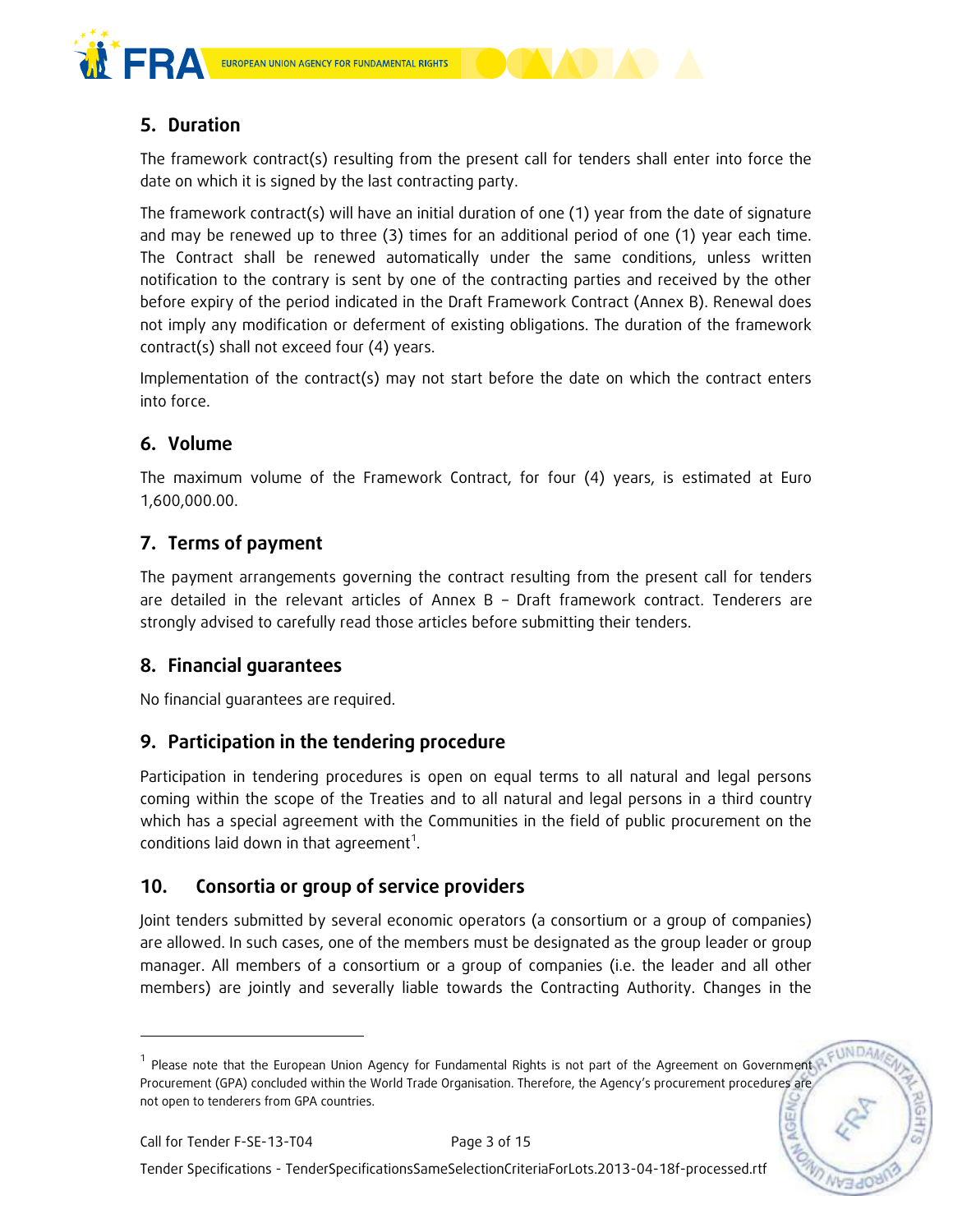## 5. Duration

The framework contract(s) resulting from the present call for tenders shall enter into force the date on which it is signed by the last contracting party.

The framework contract(s) will have an initial duration of one (1) year from the date of signature and may be renewed up to three (3) times for an additional period of one (1) year each time. The Contract shall be renewed automatically under the same conditions, unless written notification to the contrary is sent by one of the contracting parties and received by the other before expiry of the period indicated in the Draft Framework Contract (Annex B). Renewal does not imply any modification or deferment of existing obligations. The duration of the framework contract(s) shall not exceed four (4) years.

Implementation of the contract(s) may not start before the date on which the contract enters into force.

## 6. Volume

The maximum volume of the Framework Contract, for four (4) years, is estimated at Euro 1,600,000.00.

## 7. Terms of payment

The payment arrangements governing the contract resulting from the present call for tenders are detailed in the relevant articles of Annex B – Draft framework contract. Tenderers are strongly advised to carefully read those articles before submitting their tenders.

## 8. Financial guarantees

No financial guarantees are required.

## 9. Participation in the tendering procedure

Participation in tendering procedures is open on equal terms to all natural and legal persons coming within the scope of the Treaties and to all natural and legal persons in a third country which has a special agreement with the Communities in the field of public procurement on the conditions laid down in that agreement[1].

## 10. Consortia or group of service providers

Joint tenders submitted by several economic operators (a consortium or a group of companies) are allowed. In such cases, one of the members must be designated as the group leader or group manager. All members of a consortium or a group of companies (i.e. the leader and all other members) are jointly and severally liable towards the Contracting Authority. Changes in the

---

[1] Please note that the European Union Agency for Fundamental Rights is not part of the Agreement on Government Procurement (GPA) concluded within the World Trade Organisation. Therefore, the Agency's procurement procedures are not open to tenderers from GPA countries.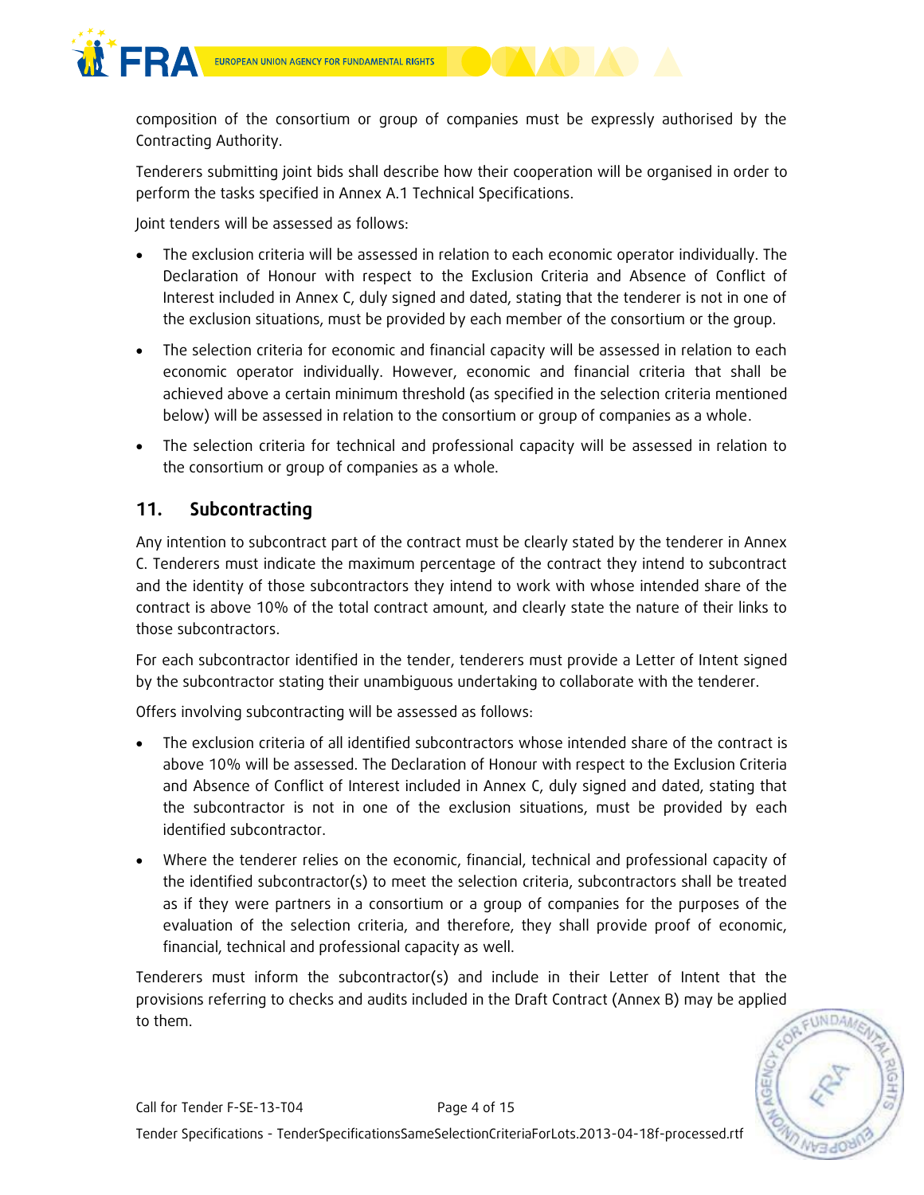composition of the consortium or group of companies must be expressly authorised by the Contracting Authority.

Tenderers submitting joint bids shall describe how their cooperation will be organised in order to perform the tasks specified in Annex A.1 Technical Specifications.

Joint tenders will be assessed as follows:

- The exclusion criteria will be assessed in relation to each economic operator individually. The Declaration of Honour with respect to the Exclusion Criteria and Absence of Conflict of Interest included in Annex C, duly signed and dated, stating that the tenderer is not in one of the exclusion situations, must be provided by each member of the consortium or the group.
- The selection criteria for economic and financial capacity will be assessed in relation to each economic operator individually. However, economic and financial criteria that shall be achieved above a certain minimum threshold (as specified in the selection criteria mentioned below) will be assessed in relation to the consortium or group of companies as a whole.
- The selection criteria for technical and professional capacity will be assessed in relation to the consortium or group of companies as a whole.

## 11. Subcontracting

Any intention to subcontract part of the contract must be clearly stated by the tenderer in Annex C. Tenderers must indicate the maximum percentage of the contract they intend to subcontract and the identity of those subcontractors they intend to work with whose intended share of the contract is above 10% of the total contract amount, and clearly state the nature of their links to those subcontractors.

For each subcontractor identified in the tender, tenderers must provide a Letter of Intent signed by the subcontractor stating their unambiguous undertaking to collaborate with the tenderer.

Offers involving subcontracting will be assessed as follows:

- The exclusion criteria of all identified subcontractors whose intended share of the contract is above 10% will be assessed. The Declaration of Honour with respect to the Exclusion Criteria and Absence of Conflict of Interest included in Annex C, duly signed and dated, stating that the subcontractor is not in one of the exclusion situations, must be provided by each identified subcontractor.
- Where the tenderer relies on the economic, financial, technical and professional capacity of the identified subcontractor(s) to meet the selection criteria, subcontractors shall be treated as if they were partners in a consortium or a group of companies for the purposes of the evaluation of the selection criteria, and therefore, they shall provide proof of economic, financial, technical and professional capacity as well.

Tenderers must inform the subcontractor(s) and include in their Letter of Intent that the provisions referring to checks and audits included in the Draft Contract (Annex B) may be applied to them.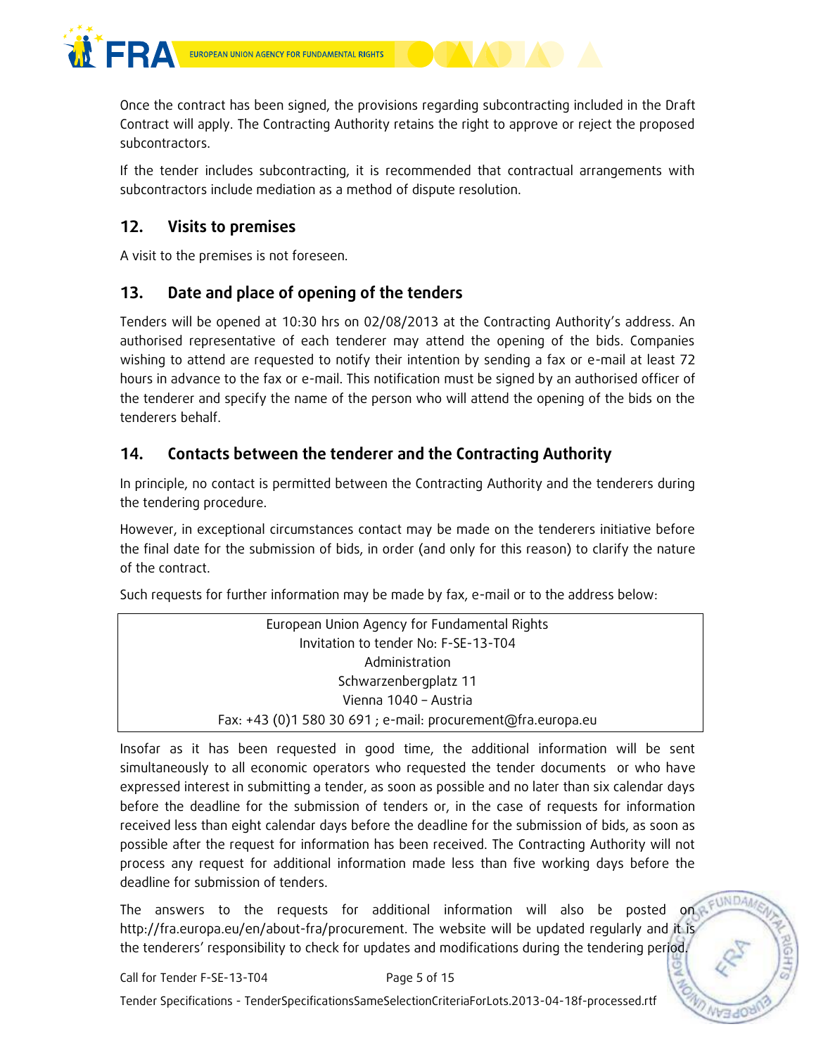Once the contract has been signed, the provisions regarding subcontracting included in the Draft Contract will apply. The Contracting Authority retains the right to approve or reject the proposed subcontractors.

If the tender includes subcontracting, it is recommended that contractual arrangements with subcontractors include mediation as a method of dispute resolution.

## 12. Visits to premises

A visit to the premises is not foreseen.

## 13. Date and place of opening of the tenders

Tenders will be opened at 10:30 hrs on 02/08/2013 at the Contracting Authority's address. An authorised representative of each tenderer may attend the opening of the bids. Companies wishing to attend are requested to notify their intention by sending a fax or e-mail at least 72 hours in advance to the fax or e-mail. This notification must be signed by an authorised officer of the tenderer and specify the name of the person who will attend the opening of the bids on the tenderers behalf.

## 14. Contacts between the tenderer and the Contracting Authority

In principle, no contact is permitted between the Contracting Authority and the tenderers during the tendering procedure.

However, in exceptional circumstances contact may be made on the tenderers initiative before the final date for the submission of bids, in order (and only for this reason) to clarify the nature of the contract.

Such requests for further information may be made by fax, e-mail or to the address below:

| European Union Agency for Fundamental Rights<br>Invitation to tender No: F-SE-13-T04<br>Administration<br>Schwarzenbergplatz 11<br>Vienna 1040 – Austria<br>Fax: +43 (0)1 580 30 691 ; e-mail: procurement@fra.europa.eu |
|---|

Insofar as it has been requested in good time, the additional information will be sent simultaneously to all economic operators who requested the tender documents or who have expressed interest in submitting a tender, as soon as possible and no later than six calendar days before the deadline for the submission of tenders or, in the case of requests for information received less than eight calendar days before the deadline for the submission of bids, as soon as possible after the request for information has been received. The Contracting Authority will not process any request for additional information made less than five working days before the deadline for submission of tenders.

The answers to the requests for additional information will also be posted on http://fra.europa.eu/en/about-fra/procurement. The website will be updated regularly and it is the tenderers' responsibility to check for updates and modifications during the tendering period.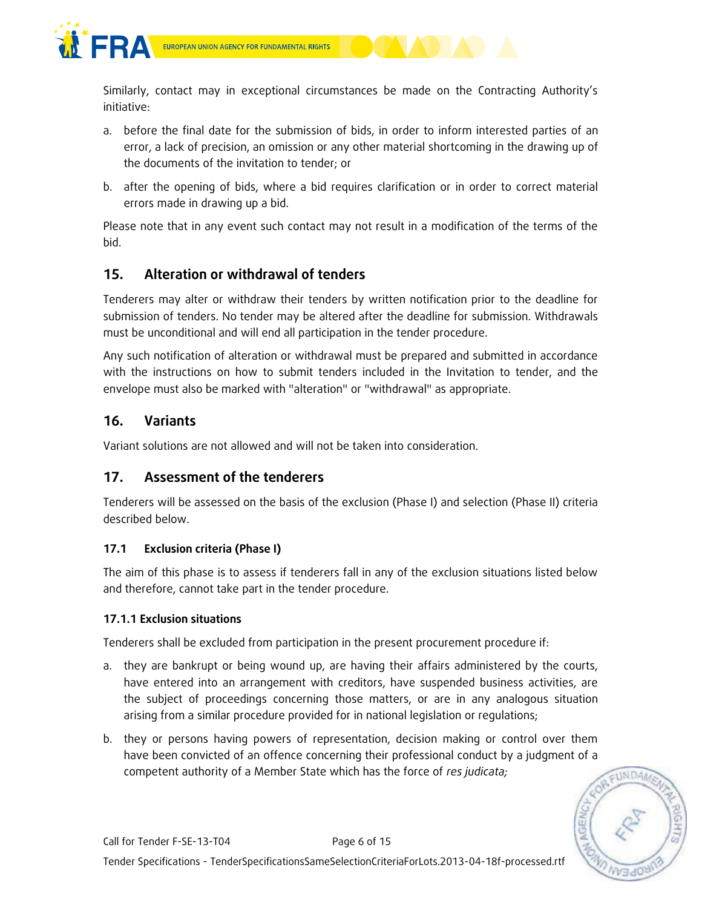Similarly, contact may in exceptional circumstances be made on the Contracting Authority's initiative:

a. before the final date for the submission of bids, in order to inform interested parties of an error, a lack of precision, an omission or any other material shortcoming in the drawing up of the documents of the invitation to tender; or

b. after the opening of bids, where a bid requires clarification or in order to correct material errors made in drawing up a bid.

Please note that in any event such contact may not result in a modification of the terms of the bid.

## 15. Alteration or withdrawal of tenders

Tenderers may alter or withdraw their tenders by written notification prior to the deadline for submission of tenders. No tender may be altered after the deadline for submission. Withdrawals must be unconditional and will end all participation in the tender procedure.

Any such notification of alteration or withdrawal must be prepared and submitted in accordance with the instructions on how to submit tenders included in the Invitation to tender, and the envelope must also be marked with "alteration" or "withdrawal" as appropriate.

## 16. Variants

Variant solutions are not allowed and will not be taken into consideration.

## 17. Assessment of the tenderers

Tenderers will be assessed on the basis of the exclusion (Phase I) and selection (Phase II) criteria described below.

### 17.1 Exclusion criteria (Phase I)

The aim of this phase is to assess if tenderers fall in any of the exclusion situations listed below and therefore, cannot take part in the tender procedure.

#### 17.1.1 Exclusion situations

Tenderers shall be excluded from participation in the present procurement procedure if:

a. they are bankrupt or being wound up, are having their affairs administered by the courts, have entered into an arrangement with creditors, have suspended business activities, are the subject of proceedings concerning those matters, or are in any analogous situation arising from a similar procedure provided for in national legislation or regulations;

b. they or persons having powers of representation, decision making or control over them have been convicted of an offence concerning their professional conduct by a judgment of a competent authority of a Member State which has the force of *res judicata;*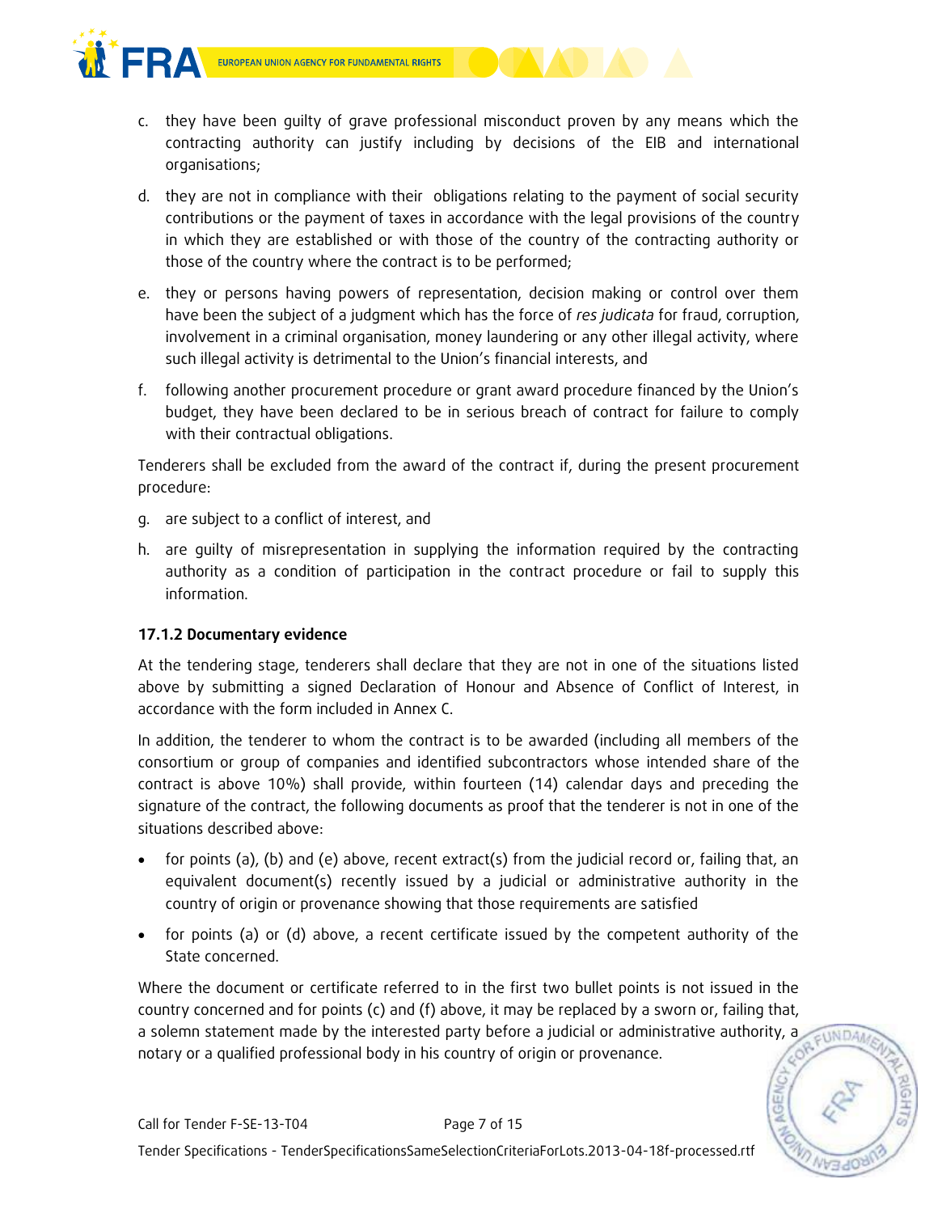c. they have been guilty of grave professional misconduct proven by any means which the contracting authority can justify including by decisions of the EIB and international organisations;

d. they are not in compliance with their obligations relating to the payment of social security contributions or the payment of taxes in accordance with the legal provisions of the country in which they are established or with those of the country of the contracting authority or those of the country where the contract is to be performed;

e. they or persons having powers of representation, decision making or control over them have been the subject of a judgment which has the force of *res judicata* for fraud, corruption, involvement in a criminal organisation, money laundering or any other illegal activity, where such illegal activity is detrimental to the Union's financial interests, and

f. following another procurement procedure or grant award procedure financed by the Union's budget, they have been declared to be in serious breach of contract for failure to comply with their contractual obligations.

Tenderers shall be excluded from the award of the contract if, during the present procurement procedure:

g. are subject to a conflict of interest, and

h. are guilty of misrepresentation in supplying the information required by the contracting authority as a condition of participation in the contract procedure or fail to supply this information.

#### 17.1.2 Documentary evidence

At the tendering stage, tenderers shall declare that they are not in one of the situations listed above by submitting a signed Declaration of Honour and Absence of Conflict of Interest, in accordance with the form included in Annex C.

In addition, the tenderer to whom the contract is to be awarded (including all members of the consortium or group of companies and identified subcontractors whose intended share of the contract is above 10%) shall provide, within fourteen (14) calendar days and preceding the signature of the contract, the following documents as proof that the tenderer is not in one of the situations described above:

- for points (a), (b) and (e) above, recent extract(s) from the judicial record or, failing that, an equivalent document(s) recently issued by a judicial or administrative authority in the country of origin or provenance showing that those requirements are satisfied
- for points (a) or (d) above, a recent certificate issued by the competent authority of the State concerned.

Where the document or certificate referred to in the first two bullet points is not issued in the country concerned and for points (c) and (f) above, it may be replaced by a sworn or, failing that, a solemn statement made by the interested party before a judicial or administrative authority, a notary or a qualified professional body in his country of origin or provenance.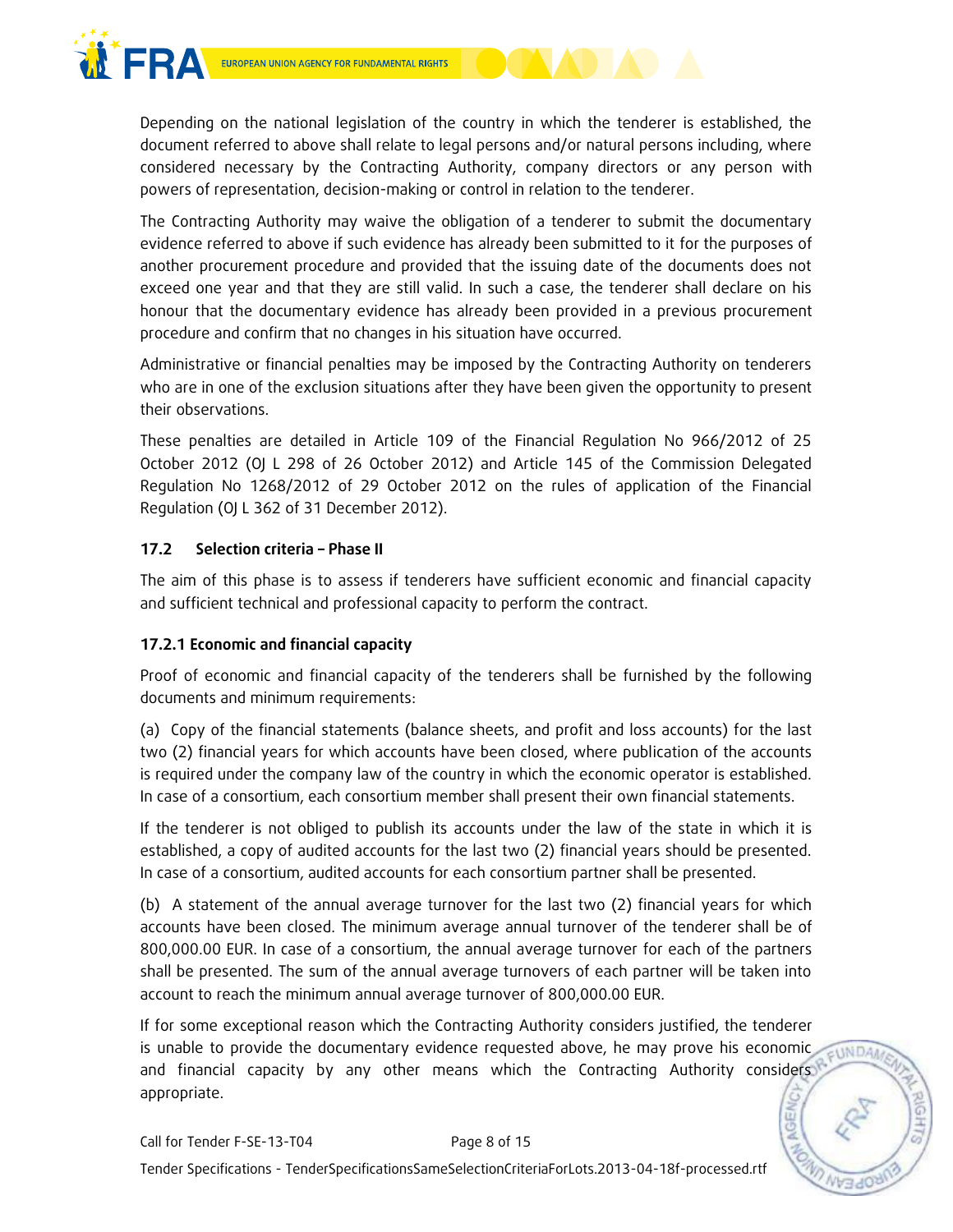Depending on the national legislation of the country in which the tenderer is established, the document referred to above shall relate to legal persons and/or natural persons including, where considered necessary by the Contracting Authority, company directors or any person with powers of representation, decision-making or control in relation to the tenderer.

The Contracting Authority may waive the obligation of a tenderer to submit the documentary evidence referred to above if such evidence has already been submitted to it for the purposes of another procurement procedure and provided that the issuing date of the documents does not exceed one year and that they are still valid. In such a case, the tenderer shall declare on his honour that the documentary evidence has already been provided in a previous procurement procedure and confirm that no changes in his situation have occurred.

Administrative or financial penalties may be imposed by the Contracting Authority on tenderers who are in one of the exclusion situations after they have been given the opportunity to present their observations.

These penalties are detailed in Article 109 of the Financial Regulation No 966/2012 of 25 October 2012 (OJ L 298 of 26 October 2012) and Article 145 of the Commission Delegated Regulation No 1268/2012 of 29 October 2012 on the rules of application of the Financial Regulation (OJ L 362 of 31 December 2012).

### 17.2 Selection criteria – Phase II

The aim of this phase is to assess if tenderers have sufficient economic and financial capacity and sufficient technical and professional capacity to perform the contract.

#### 17.2.1 Economic and financial capacity

Proof of economic and financial capacity of the tenderers shall be furnished by the following documents and minimum requirements:

(a) Copy of the financial statements (balance sheets, and profit and loss accounts) for the last two (2) financial years for which accounts have been closed, where publication of the accounts is required under the company law of the country in which the economic operator is established. In case of a consortium, each consortium member shall present their own financial statements.

If the tenderer is not obliged to publish its accounts under the law of the state in which it is established, a copy of audited accounts for the last two (2) financial years should be presented. In case of a consortium, audited accounts for each consortium partner shall be presented.

(b) A statement of the annual average turnover for the last two (2) financial years for which accounts have been closed. The minimum average annual turnover of the tenderer shall be of 800,000.00 EUR. In case of a consortium, the annual average turnover for each of the partners shall be presented. The sum of the annual average turnovers of each partner will be taken into account to reach the minimum annual average turnover of 800,000.00 EUR.

If for some exceptional reason which the Contracting Authority considers justified, the tenderer is unable to provide the documentary evidence requested above, he may prove his economic and financial capacity by any other means which the Contracting Authority considers appropriate.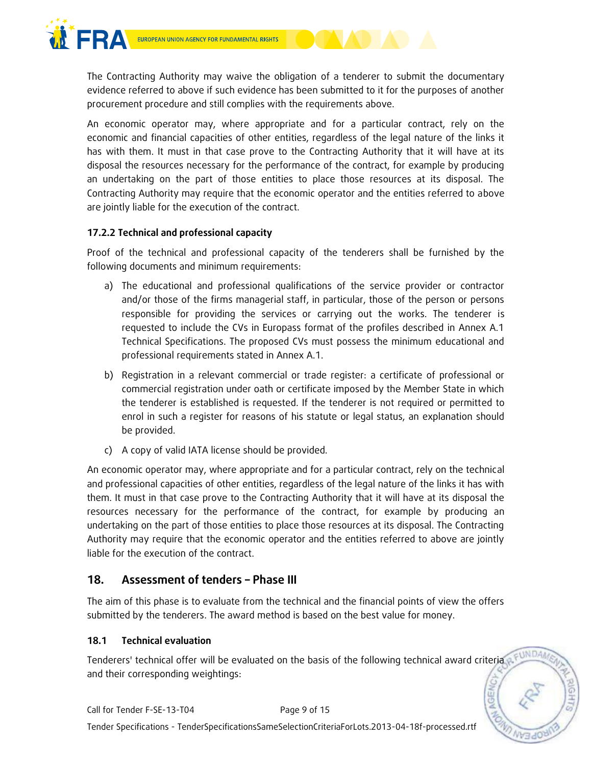The Contracting Authority may waive the obligation of a tenderer to submit the documentary evidence referred to above if such evidence has been submitted to it for the purposes of another procurement procedure and still complies with the requirements above.

An economic operator may, where appropriate and for a particular contract, rely on the economic and financial capacities of other entities, regardless of the legal nature of the links it has with them. It must in that case prove to the Contracting Authority that it will have at its disposal the resources necessary for the performance of the contract, for example by producing an undertaking on the part of those entities to place those resources at its disposal. The Contracting Authority may require that the economic operator and the entities referred to above are jointly liable for the execution of the contract.

#### 17.2.2 Technical and professional capacity

Proof of the technical and professional capacity of the tenderers shall be furnished by the following documents and minimum requirements:

a) The educational and professional qualifications of the service provider or contractor and/or those of the firms managerial staff, in particular, those of the person or persons responsible for providing the services or carrying out the works. The tenderer is requested to include the CVs in Europass format of the profiles described in Annex A.1 Technical Specifications. The proposed CVs must possess the minimum educational and professional requirements stated in Annex A.1.

b) Registration in a relevant commercial or trade register: a certificate of professional or commercial registration under oath or certificate imposed by the Member State in which the tenderer is established is requested. If the tenderer is not required or permitted to enrol in such a register for reasons of his statute or legal status, an explanation should be provided.

c) A copy of valid IATA license should be provided.

An economic operator may, where appropriate and for a particular contract, rely on the technical and professional capacities of other entities, regardless of the legal nature of the links it has with them. It must in that case prove to the Contracting Authority that it will have at its disposal the resources necessary for the performance of the contract, for example by producing an undertaking on the part of those entities to place those resources at its disposal. The Contracting Authority may require that the economic operator and the entities referred to above are jointly liable for the execution of the contract.

## 18. Assessment of tenders – Phase III

The aim of this phase is to evaluate from the technical and the financial points of view the offers submitted by the tenderers. The award method is based on the best value for money.

### 18.1 Technical evaluation

Tenderers' technical offer will be evaluated on the basis of the following technical award criteria and their corresponding weightings: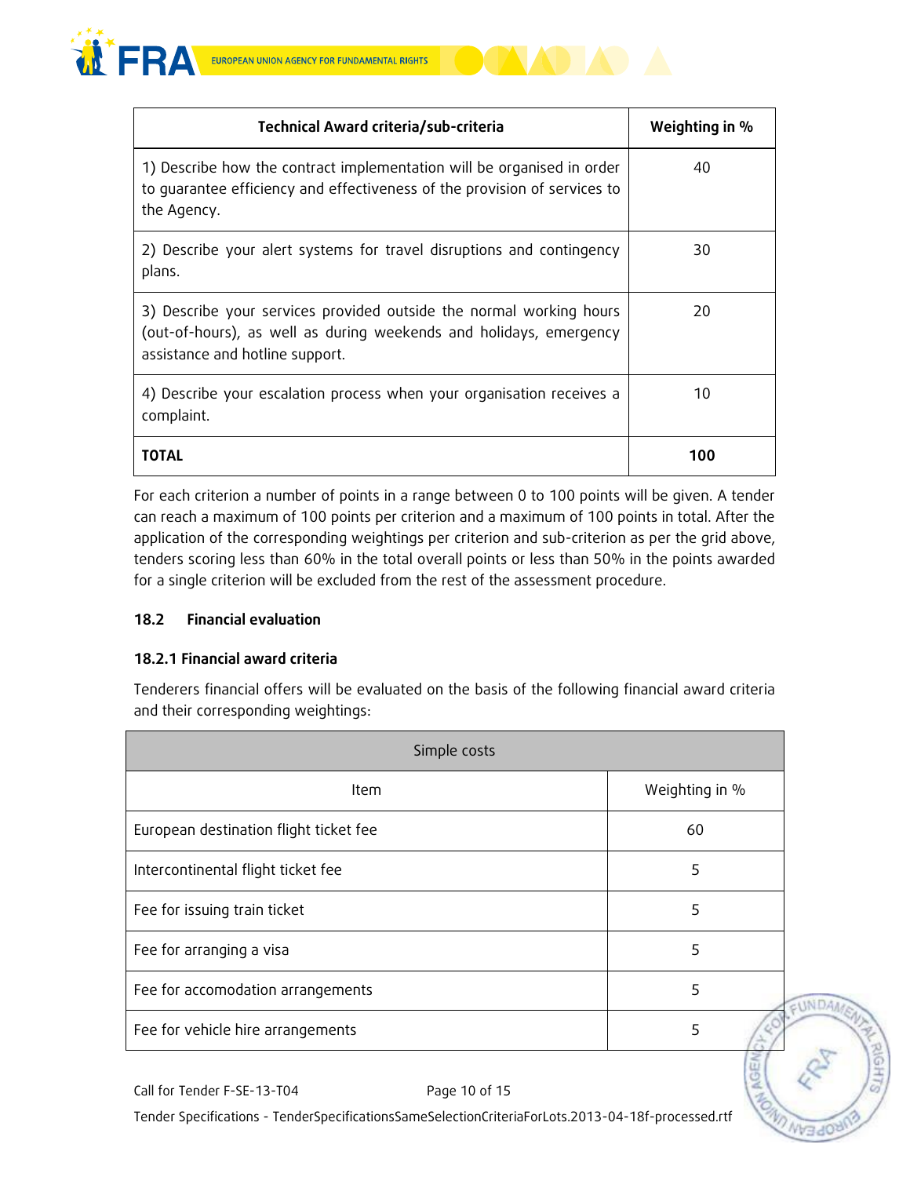| Technical Award criteria/sub-criteria | Weighting in % |
|---|---|
| 1) Describe how the contract implementation will be organised in order to guarantee efficiency and effectiveness of the provision of services to the Agency. | 40 |
| 2) Describe your alert systems for travel disruptions and contingency plans. | 30 |
| 3) Describe your services provided outside the normal working hours (out-of-hours), as well as during weekends and holidays, emergency assistance and hotline support. | 20 |
| 4) Describe your escalation process when your organisation receives a complaint. | 10 |
| **TOTAL** | **100** |

For each criterion a number of points in a range between 0 to 100 points will be given. A tender can reach a maximum of 100 points per criterion and a maximum of 100 points in total. After the application of the corresponding weightings per criterion and sub-criterion as per the grid above, tenders scoring less than 60% in the total overall points or less than 50% in the points awarded for a single criterion will be excluded from the rest of the assessment procedure.

### 18.2 Financial evaluation

#### 18.2.1 Financial award criteria

Tenderers financial offers will be evaluated on the basis of the following financial award criteria and their corresponding weightings:

| Simple costs | |
|---|---|
| Item | Weighting in % |
| European destination flight ticket fee | 60 |
| Intercontinental flight ticket fee | 5 |
| Fee for issuing train ticket | 5 |
| Fee for arranging a visa | 5 |
| Fee for accomodation arrangements | 5 |
| Fee for vehicle hire arrangements | 5 |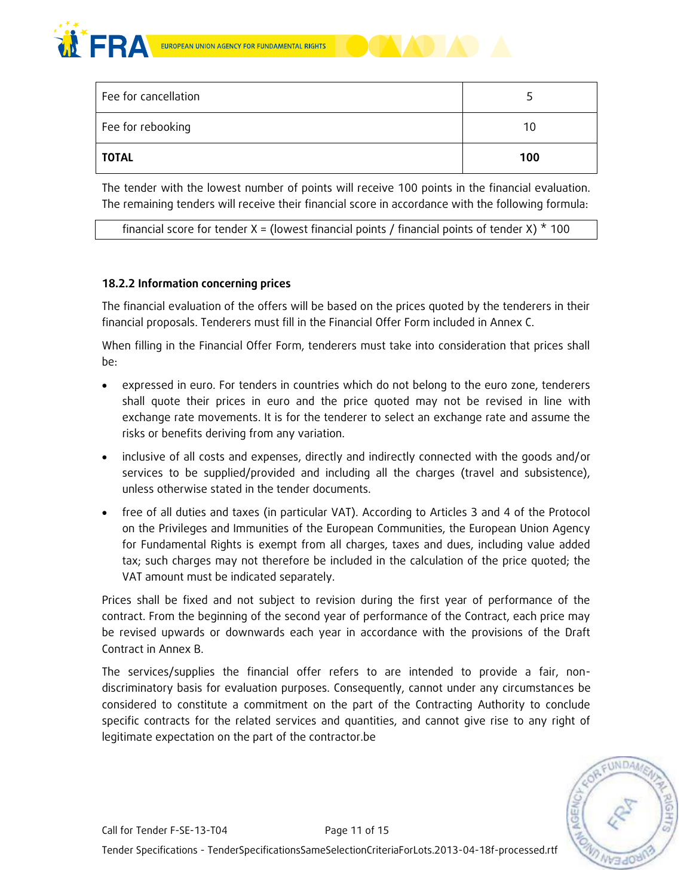| Fee for cancellation | 5 |
|---|---|
| Fee for rebooking | 10 |
| **TOTAL** | **100** |

The tender with the lowest number of points will receive 100 points in the financial evaluation. The remaining tenders will receive their financial score in accordance with the following formula:

| financial score for tender X = (lowest financial points / financial points of tender X) * 100 |
|---|

#### 18.2.2 Information concerning prices

The financial evaluation of the offers will be based on the prices quoted by the tenderers in their financial proposals. Tenderers must fill in the Financial Offer Form included in Annex C.

When filling in the Financial Offer Form, tenderers must take into consideration that prices shall be:

- expressed in euro. For tenders in countries which do not belong to the euro zone, tenderers shall quote their prices in euro and the price quoted may not be revised in line with exchange rate movements. It is for the tenderer to select an exchange rate and assume the risks or benefits deriving from any variation.
- inclusive of all costs and expenses, directly and indirectly connected with the goods and/or services to be supplied/provided and including all the charges (travel and subsistence), unless otherwise stated in the tender documents.
- free of all duties and taxes (in particular VAT). According to Articles 3 and 4 of the Protocol on the Privileges and Immunities of the European Communities, the European Union Agency for Fundamental Rights is exempt from all charges, taxes and dues, including value added tax; such charges may not therefore be included in the calculation of the price quoted; the VAT amount must be indicated separately.

Prices shall be fixed and not subject to revision during the first year of performance of the contract. From the beginning of the second year of performance of the Contract, each price may be revised upwards or downwards each year in accordance with the provisions of the Draft Contract in Annex B.

The services/supplies the financial offer refers to are intended to provide a fair, non-discriminatory basis for evaluation purposes. Consequently, cannot under any circumstances be considered to constitute a commitment on the part of the Contracting Authority to conclude specific contracts for the related services and quantities, and cannot give rise to any right of legitimate expectation on the part of the contractor.be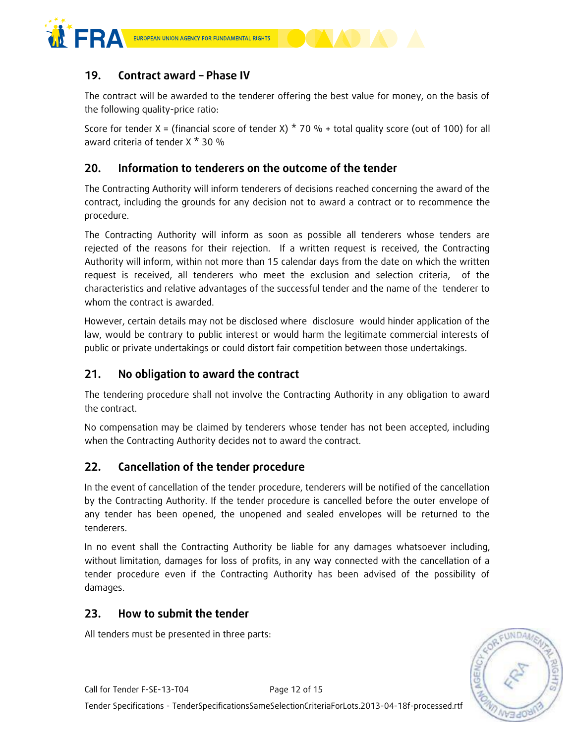## 19. Contract award – Phase IV

The contract will be awarded to the tenderer offering the best value for money, on the basis of the following quality-price ratio:

Score for tender X = (financial score of tender X) * 70 % + total quality score (out of 100) for all award criteria of tender X * 30 %

## 20. Information to tenderers on the outcome of the tender

The Contracting Authority will inform tenderers of decisions reached concerning the award of the contract, including the grounds for any decision not to award a contract or to recommence the procedure.

The Contracting Authority will inform as soon as possible all tenderers whose tenders are rejected of the reasons for their rejection. If a written request is received, the Contracting Authority will inform, within not more than 15 calendar days from the date on which the written request is received, all tenderers who meet the exclusion and selection criteria, of the characteristics and relative advantages of the successful tender and the name of the tenderer to whom the contract is awarded.

However, certain details may not be disclosed where disclosure would hinder application of the law, would be contrary to public interest or would harm the legitimate commercial interests of public or private undertakings or could distort fair competition between those undertakings.

## 21. No obligation to award the contract

The tendering procedure shall not involve the Contracting Authority in any obligation to award the contract.

No compensation may be claimed by tenderers whose tender has not been accepted, including when the Contracting Authority decides not to award the contract.

## 22. Cancellation of the tender procedure

In the event of cancellation of the tender procedure, tenderers will be notified of the cancellation by the Contracting Authority. If the tender procedure is cancelled before the outer envelope of any tender has been opened, the unopened and sealed envelopes will be returned to the tenderers.

In no event shall the Contracting Authority be liable for any damages whatsoever including, without limitation, damages for loss of profits, in any way connected with the cancellation of a tender procedure even if the Contracting Authority has been advised of the possibility of damages.

## 23. How to submit the tender

All tenders must be presented in three parts: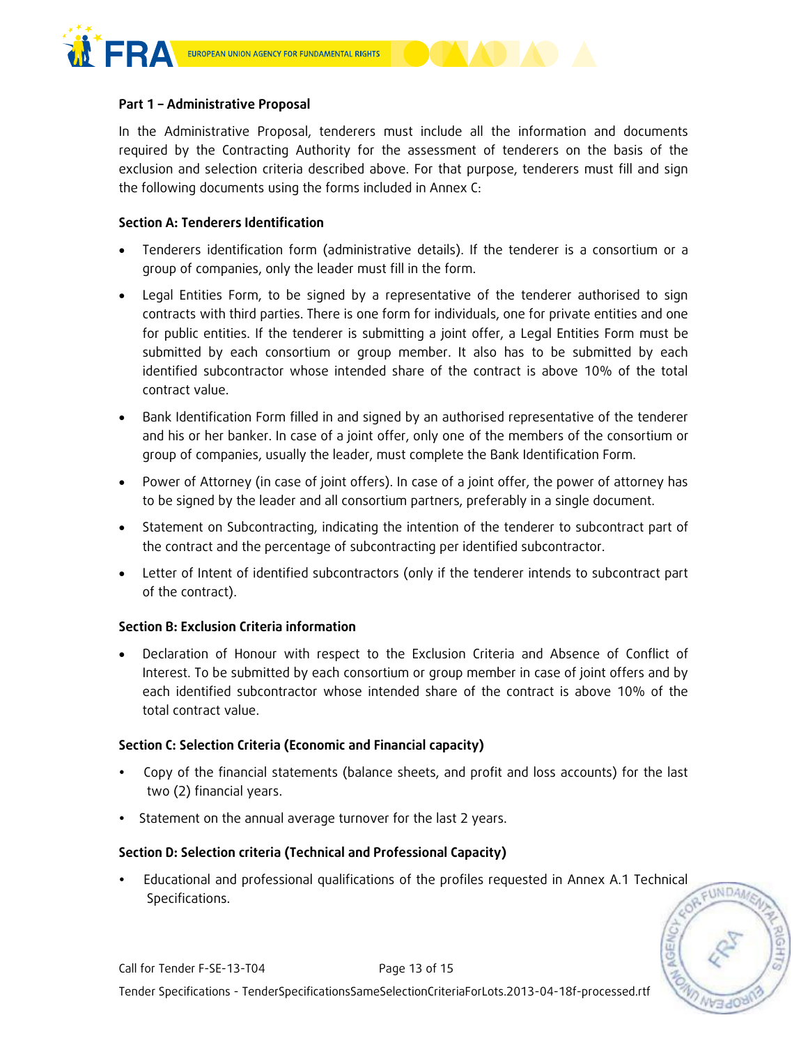**Part 1 – Administrative Proposal**

In the Administrative Proposal, tenderers must include all the information and documents required by the Contracting Authority for the assessment of tenderers on the basis of the exclusion and selection criteria described above. For that purpose, tenderers must fill and sign the following documents using the forms included in Annex C:

**Section A: Tenderers Identification**

- Tenderers identification form (administrative details). If the tenderer is a consortium or a group of companies, only the leader must fill in the form.
- Legal Entities Form, to be signed by a representative of the tenderer authorised to sign contracts with third parties. There is one form for individuals, one for private entities and one for public entities. If the tenderer is submitting a joint offer, a Legal Entities Form must be submitted by each consortium or group member. It also has to be submitted by each identified subcontractor whose intended share of the contract is above 10% of the total contract value.
- Bank Identification Form filled in and signed by an authorised representative of the tenderer and his or her banker. In case of a joint offer, only one of the members of the consortium or group of companies, usually the leader, must complete the Bank Identification Form.
- Power of Attorney (in case of joint offers). In case of a joint offer, the power of attorney has to be signed by the leader and all consortium partners, preferably in a single document.
- Statement on Subcontracting, indicating the intention of the tenderer to subcontract part of the contract and the percentage of subcontracting per identified subcontractor.
- Letter of Intent of identified subcontractors (only if the tenderer intends to subcontract part of the contract).

**Section B: Exclusion Criteria information**

- Declaration of Honour with respect to the Exclusion Criteria and Absence of Conflict of Interest. To be submitted by each consortium or group member in case of joint offers and by each identified subcontractor whose intended share of the contract is above 10% of the total contract value.

**Section C: Selection Criteria (Economic and Financial capacity)**

- Copy of the financial statements (balance sheets, and profit and loss accounts) for the last two (2) financial years.
- Statement on the annual average turnover for the last 2 years.

**Section D: Selection criteria (Technical and Professional Capacity)**

- Educational and professional qualifications of the profiles requested in Annex A.1 Technical Specifications.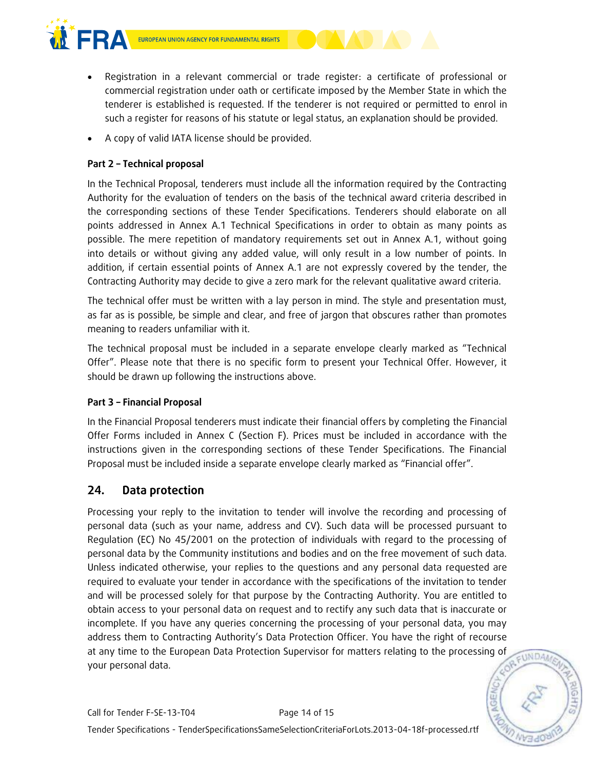- Registration in a relevant commercial or trade register: a certificate of professional or commercial registration under oath or certificate imposed by the Member State in which the tenderer is established is requested. If the tenderer is not required or permitted to enrol in such a register for reasons of his statute or legal status, an explanation should be provided.
- A copy of valid IATA license should be provided.

**Part 2 – Technical proposal**

In the Technical Proposal, tenderers must include all the information required by the Contracting Authority for the evaluation of tenders on the basis of the technical award criteria described in the corresponding sections of these Tender Specifications. Tenderers should elaborate on all points addressed in Annex A.1 Technical Specifications in order to obtain as many points as possible. The mere repetition of mandatory requirements set out in Annex A.1, without going into details or without giving any added value, will only result in a low number of points. In addition, if certain essential points of Annex A.1 are not expressly covered by the tender, the Contracting Authority may decide to give a zero mark for the relevant qualitative award criteria.

The technical offer must be written with a lay person in mind. The style and presentation must, as far as is possible, be simple and clear, and free of jargon that obscures rather than promotes meaning to readers unfamiliar with it.

The technical proposal must be included in a separate envelope clearly marked as "Technical Offer". Please note that there is no specific form to present your Technical Offer. However, it should be drawn up following the instructions above.

**Part 3 – Financial Proposal**

In the Financial Proposal tenderers must indicate their financial offers by completing the Financial Offer Forms included in Annex C (Section F). Prices must be included in accordance with the instructions given in the corresponding sections of these Tender Specifications. The Financial Proposal must be included inside a separate envelope clearly marked as "Financial offer".

## 24. Data protection

Processing your reply to the invitation to tender will involve the recording and processing of personal data (such as your name, address and CV). Such data will be processed pursuant to Regulation (EC) No 45/2001 on the protection of individuals with regard to the processing of personal data by the Community institutions and bodies and on the free movement of such data. Unless indicated otherwise, your replies to the questions and any personal data requested are required to evaluate your tender in accordance with the specifications of the invitation to tender and will be processed solely for that purpose by the Contracting Authority. You are entitled to obtain access to your personal data on request and to rectify any such data that is inaccurate or incomplete. If you have any queries concerning the processing of your personal data, you may address them to Contracting Authority's Data Protection Officer. You have the right of recourse at any time to the European Data Protection Supervisor for matters relating to the processing of your personal data.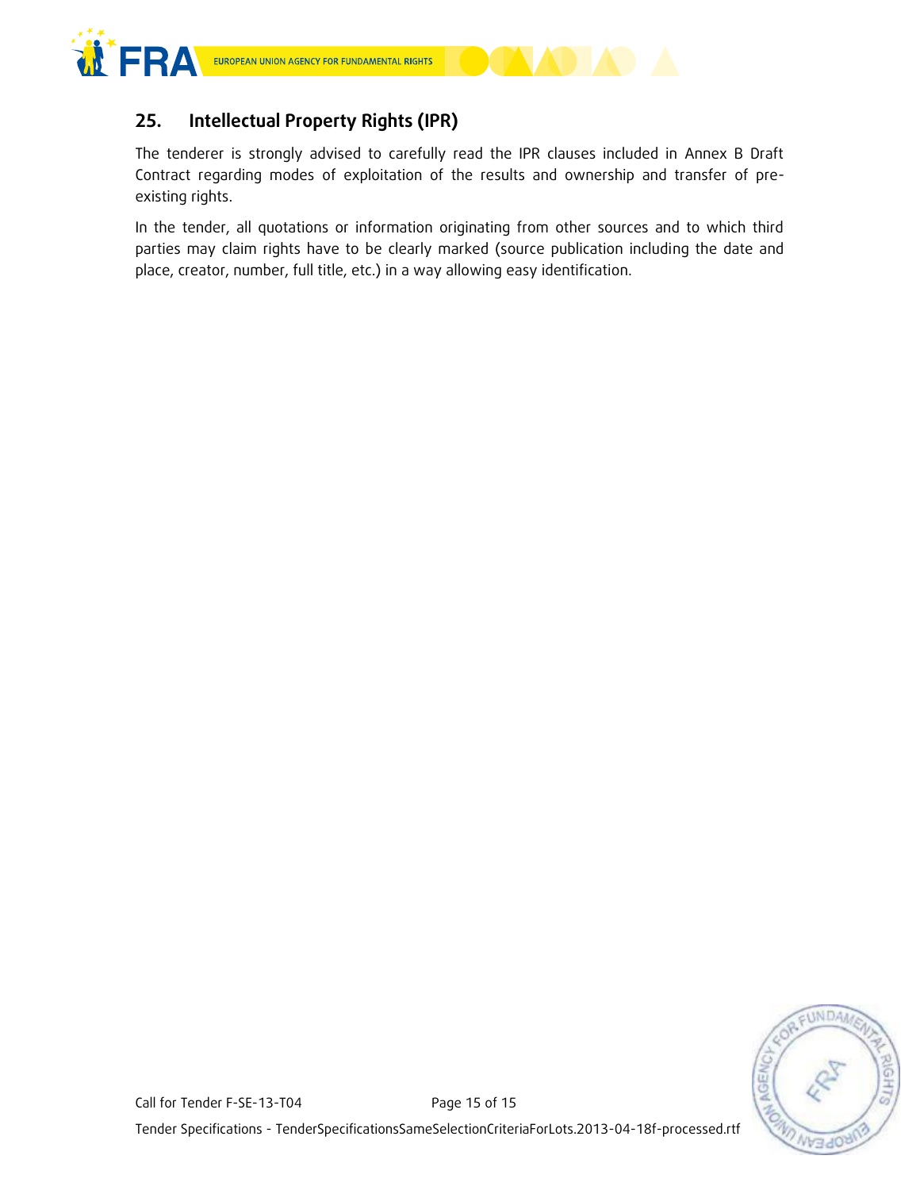## 25. Intellectual Property Rights (IPR)

The tenderer is strongly advised to carefully read the IPR clauses included in Annex B Draft Contract regarding modes of exploitation of the results and ownership and transfer of pre-existing rights.

In the tender, all quotations or information originating from other sources and to which third parties may claim rights have to be clearly marked (source publication including the date and place, creator, number, full title, etc.) in a way allowing easy identification.